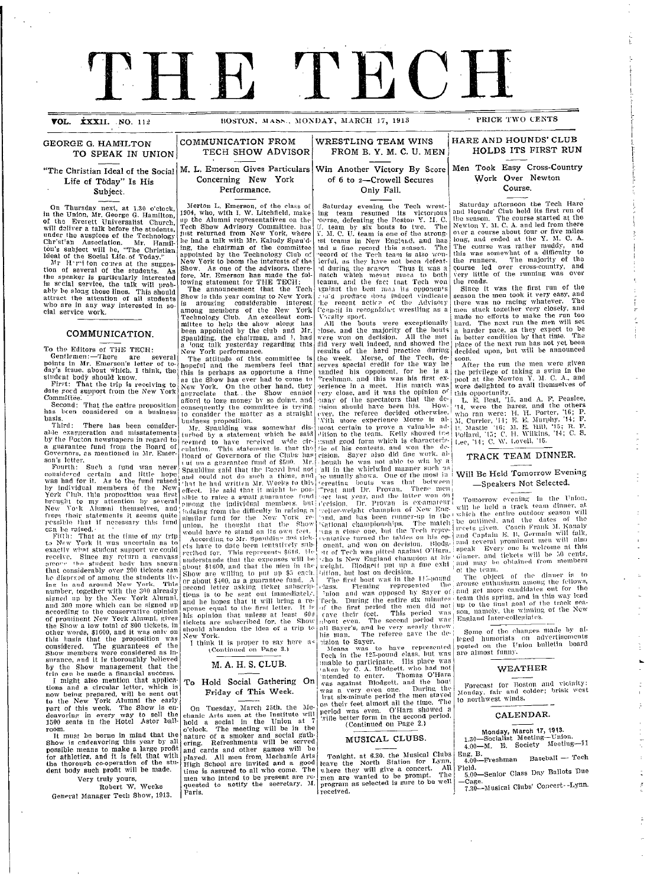# THE TECH

VOL. XXXII. NO. 112 — BOSTON, MASS., MONDAY, MARCH 17, 1913 — PRICE TWO CENTS

## GEORGE G. HAMILTON TO SPEAK IN UNION

### "The Christian Ideal of the Social Life of Today" Is His Subject.

On Thursday next, at 1.30 o'clock, in the Union, Mr. George G. Hamilton, of the Everett Universalist Church, will deliver a talk before the students, under the auspices of the Technology Christian Association. Mr. Hamilton's subject will be, "The Christian Ideal of the Social Life of Today."

Mr. Hamilton comes at the suggestion of several of the students. As the speaker is particularly interested in social service, the talk will probably be along those lines. This should attract the attention of all students who are in any way interested in social service work.

## COMMUNICATION.

To the Editors of THE TECH:

Gentlemen:—There are several points in Mr. Emerson's letter of today's issue, about which, I think, the student body should know.

First: That the trip is receiving to date good support from the New York Committee.

Second: That the entire proposition has been considered on a business basis.

Third: There has been considerable exaggeration and misstatements by the Boston newspapers in regard to a guarantee fund from the Board of Governors, as mentioned in Mr. Emerson's letter.

Fourth: Such a fund was never considered certain and little hope was had for it. As to the fund raised by individual members of the New York Club, this proposition was first brought to my attention by several New York Alumni themselves, and from their statements it seems quite possible that if necessary this fund can be raised.

Fifth: That at the time of my trip to New York it was uncertain as to exactly what student support we could receive. Since my return a canvass among the student body has shown that considerably over 200 tickets can be disposed of among the students living in and around New York. This number, together with the 300 already signed up by the New York Alumni, and 300 more which can be signed up according to the conservative opinion of prominent New York Alumni, gives the Show a low total of 800 tickets, in other words, $1600, and it was only on this basis that the proposition was considered. The guarantees of the Show members were considered as insurance, and it is thoroughly believed by the Show management that the trip can be made a financial success.

I might also mention that applications and a circular letter, which is now being prepared, will be sent out to the New York Alumni the early part of this week. The Show is endeavoring in every way to sell the 1500 seats in the Hotel Astor ballroom.

It must be borne in mind that the Show is endeavoring this year by all possible means to make a large profit for athletics, and it is felt that with the thorough co-operation of the student body such profit will be made.

Very truly yours,
Robert W. Weeks
General Manager Tech Show, 1913.

## COMMUNICATION FROM TECH SHOW ADVISOR

### M. L. Emerson Gives Particulars Concerning New York Performance.

Merton L. Emerson, of the class of 1904, who, with I. W. Litchfield, make up the Alumni representatives on the Tech Show Advisory Committee, has just returned from New York, where he had a talk with Mr. Kaludy Spaulding, the chairman of the committee appointed by the Technology Club of New York to boom the interests of the Show. As one of the advisors, therefore, Mr. Emerson has made the following statement for THE TECH:

The announcement that the Tech Show is this year coming to New York is arousing considerable interest among members of the New York Technology Club. An excellent committee to help the show along has been appointed by the club and Mr. Spaulding, the chairman, and I, had a long talk yesterday regarding this New York performance.

The attitude of this committee is hopeful and the members feel that this is perhaps as opportune a time as the Show has ever had to come to New York. On the other hand, they appreciate that the Show cannot afford to lose money by so doing, and consequently the committee is trying to consider the matter as a straight business proposition.

Mr. Spaulding was somewhat disturbed by a statement which he said seemed to have received wide circulation. This statement is, that the Board of Governors of the Clubs has put up a guarantee fund of $500. Mr. Spaulding said that the Board had not and could not do such a thing, and that he had written Mr. Weeks to this effect. He said that it might be possible to raise a small guarantee fund among the individual members, but judging from the difficulty in raising a similar fund for the New York reunion, he thought that the Show would have to stand on its own feet.

According to Mr. Spaulding 308 tickets have to date been tentatively subscribed for. This represents $616. He understands that the expenses will be about $1600, and that the men in the Show are willing to put up $5 each, or about $400, as a guarantee fund. A second letter asking ticket subscriptions is to be sent out immediately, and he hopes that it will bring a response equal to the first letter. It is his opinion that unless at least 600 tickets are subscribed for, the Show should abandon the idea of a trip to New York.

I think it is proper to say here as

(Continued on Page 3.)

## M. A. H. S. CLUB.

### To Hold Social Gathering On Friday of This Week.

On Tuesday, March 25th, the Mechanic Arts men at the Institute will hold a social in the Union at 7 o'clock. The meeting will be in the nature of a smoker and social gathering. Refreshments will be served and cards and other games will be played. All men from Mechanic Arts High School are invited and a good time is assured to all who come. The men who intend to be present are requested to notify the secretary, M. Paris.

## WRESTLING TEAM WINS FROM B. Y. M. C. U. MEN

### Win Another Victory By Score of 6 to 2—Crowell Secures Only Fall.

Saturday evening the Tech wrestling team resumed its victorious course, defeating the Boston Y. M. C. U. team by six bouts to two. The Y. M. C. U. team is one of the strongest teams in New England, and has had a fine record this season. The record of the Tech team is also wonderful, as they have not been defeated during the season. Thus it was a match which meant much to both teams, and the fact that Tech won against the best man its opponents could produce does indeed vindicate the recent action of the Advisory Council in recognizing wrestling as a Varsity sport.

All the bouts were exceptionally close, and the majority of the bouts were won on decision. All the men did very well indeed, and showed the results of the hard practice during the week. Morse, of the Tech, deserves special credit for the way he handled his opponent, for he is a Freshman, and this was his first experience in a meet. His match was very close, and it was the opinion of many of the spectators that the decision should have been his. However, the referee decided otherwise. With more experience Morse is almost certain to prove a valuable addition to the team. Kelly showed the usual good form which is characteristic of his contests, and won the decision. Sayer also did fine work, although he was not able to win by a fall in the whirlwind manner such as he usually shows. One of the most interesting bouts was that between Treat and Dr. Provan. These men met last year, and the latter won on decision. Dr. Provan is ex-amateur welter-weight champion of New England, and has been runner-up in the National championships. The match was a close one, but the Tech representative turned the tables on his opponent, and won on decision. Blodgett of Tech was pitted against O'Hara, who is New England champion at his weight. Blodgett put up a fine exhibition, but lost on decision.

The first bout was in the 115-pound class. Fleming represented the Union and was opposed by Sayer of Tech. During the entire six minutes of the first period the men did not leave their feet. This period was about even. The second period was all Sayer's, and he very nearly threw his man. The referee gave the decision to Sayer.

Means was to have represented Tech in the 125-pound class, but was unable to participate. His place was taken by C. A. Blodgett, who had not intended to enter. Thomas O'Hara was against Blodgett, and the bout was a very even one. During the first six-minute period the men stayed on their feet almost all the time. The period was even. O'Hara showed a trifle better form in the second period,

(Continued on Page 2.)

## MUSICAL CLUBS.

Tonight, at 6.30, the Musical Clubs leave the North Station for Lynn, where they will give a concert. All men are wanted to be prompt. The program as selected is sure to be well received.

## HARE AND HOUNDS' CLUB HOLDS ITS FIRST RUN

### Men Took Easy Cross-Country Work Over Newton Course.

Saturday afternoon the Tech Hare and Hounds' Club held its first run of the season. The course started at the Newton Y. M. C. A. and led from there over a course about four or five miles long, and ended at the Y. M. C. A. The course was rather muddy, and this was somewhat of a difficulty to the runners. The majority of the course led over cross-country, and very little of the running was over the roads.

Since it was the first run of the season the men took it very easy, and there was no racing whatever. The men stuck together very closely, and made no efforts to make the run too hard. The next run the men will set a harder pace, as they expect to be in better condition by that time. The place of the next run has not yet been decided upon, but will be announced soon.

After the run the men were given the privilege of taking a swim in the pool at the Newton Y. M. C. A., and were delighted to avail themselves of this opportunity.

L. E. Best, '15, and A. F. Peaslee, '14, were the hares, and the others who ran were: H. H. Porter, '16; P. M. Currier, '14; E. E. Murphy, '14; F. P. Mastie '16; M. E. Hill, '15; R. F. Pollard, '15; C. H. Wilkins, '14; C. S. Lee, '14; C. W. Lovell, '15.

## TRACK TEAM DINNER.

### Will Be Held Tomorrow Evening —Speakers Not Selected.

Tomorrow evening in the Union, will be held a track team dinner, at which the entire outdoor season will be outlined, and the dates of the meets given. Coach Frank M. Kanaly and Captain E. B. Germain will talk, and several prominent men will also speak. Every one is welcome at this dinner, and tickets will be 50 cents, and may be obtained from members of the team.

The object of the dinner is to arouse enthusiasm among the fellows, and get more candidates out for the team this spring, and in this way lead up to the final goal of the track season, namely, the winning of the New England Inter-collegiates.

Some of the changes made by alleged humorists on advertisements posted on the Union bulletin board are almost funny.

## WEATHER

Forecast for Boston and vicinity: Monday, fair and colder; brisk west to northwest winds.

## CALENDAR.

Monday, March 17, 1913.

1.30—Socialist Meeting—Union.
4.00—M. E. Society Meeting—11 Eng. B.
4.00—Freshman Baseball — Tech Field.
5.00—Senior Class Day Ballots Due —Cage.
7.30—Musical Clubs' Concert—Lynn.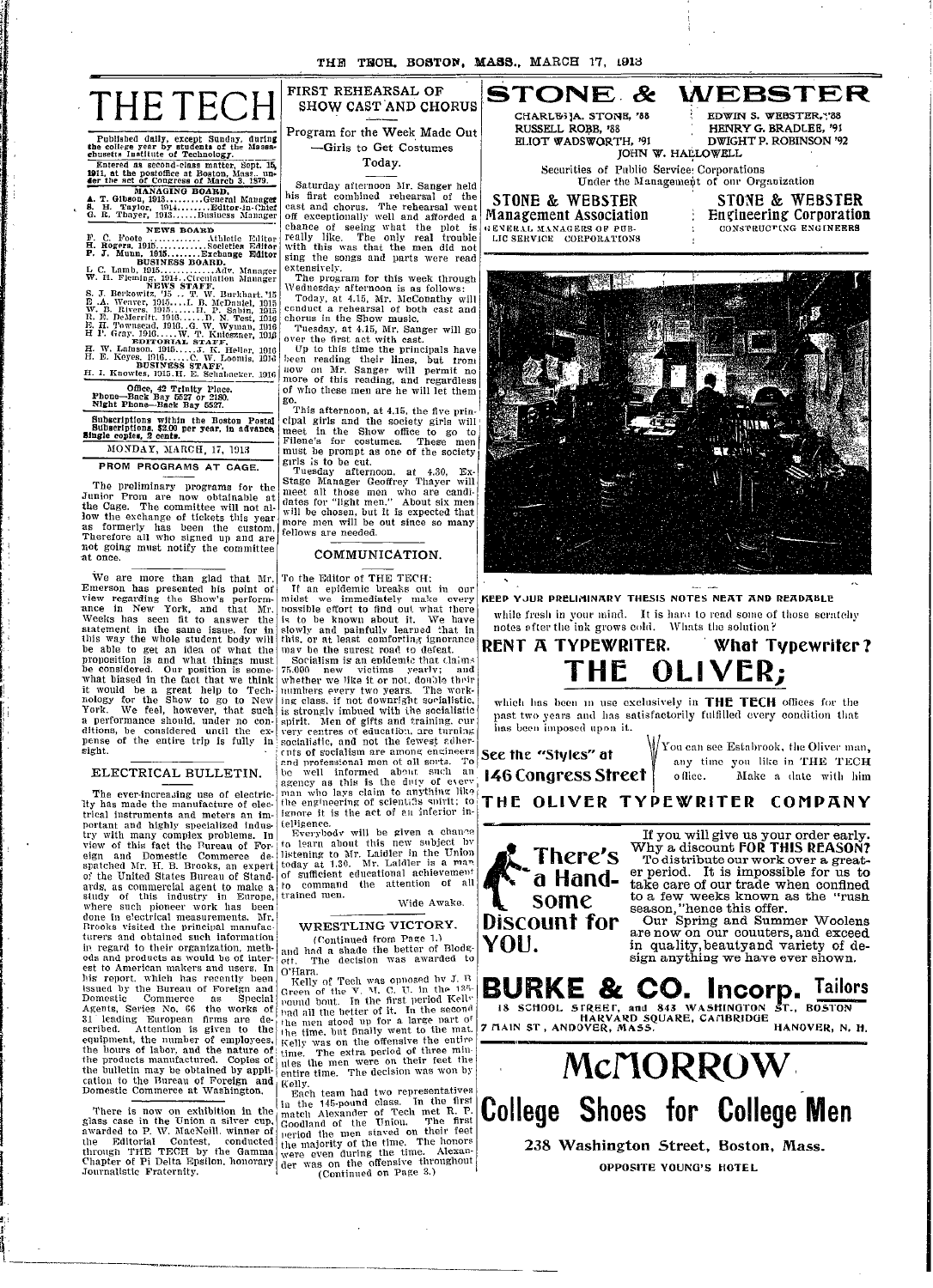# THE TECH

Published daily, except Sunday, during the college year by students of the Massachusetts Institute of Technology.

Entered as second-class matter, Sept. 15, 1911, at the postoffice at Boston, Mass., under the act of Congress of March 3, 1879.

**MANAGING BOARD.**

A. T. Gibson, 1913.........General Manager
S. H. Taylor, 1914........Editor-in-Chief
G. R. Thayer, 1913......Business Manager

**NEWS BOARD**

F. C. Foote ............ Athletic Editor
H. Rogers, 1915...........Societies Editor
P. J. Munn, 1915.........Exchange Editor

**BUSINESS BOARD.**

L. C. Lamb, 1915..............Adv. Manager
W. H. Fleming, 1914..Circulation Manager

**NEWS STAFF.**

S. J. Berkowitz, '15 .. T. W. Burkhart, '15
E. A. Weaver, 1915.....I. B. McDaniel, 1915
W. B. Rivers, 1915......H. P. Sabin, 1915
R. E. DeMerritt, 1916......D. N. Test, 1916
E. H. Townsend, 1916..G. W. Wyman, 1916
H. P. Gray, 1916.....W. T. Knieszner, 1916

**EDITORIAL STAFF.**

H. W. Lamson, 1915......J. K. Heller, 1916
H. E. Keyes, 1916.......C. W. Loomis, 1916

**BUSINESS STAFF.**

H. I. Knowles, 1915.H. E. Schabacker, 1916

Office, 42 Trinity Place.
Phone—Back Bay 5527 or 2180.
Night Phone—Back Bay 5527.

Subscriptions within the Boston Postal Subscriptions, $2.00 per year, in advance. Single copies, 2 cents.

MONDAY, MARCH, 17, 1913

## PROM PROGRAMS AT CAGE.

The preliminary programs for the Junior Prom are now obtainable at the Cage. The committee will not allow the exchange of tickets this year as formerly has been the custom. Therefore all who signed up and are not going must notify the committee at once.

We are more than glad that Mr. Emerson has presented his point of view regarding the Show's performance in New York, and that Mr. Weeks has seen fit to answer the statement in the same issue, for in this way the whole student body will be able to get an idea of what the proposition is and what things must be considered. Our position is somewhat biased in the fact that we think it would be a great help to Technology for the Show to go to New York. We feel, however, that such a performance should, under no conditions, be considered until the expense of the entire trip is fully in sight.

## ELECTRICAL BULLETIN.

The ever-increasing use of electricity has made the manufacture of electrical instruments and meters an important and highly specialized industry with many complex problems. In view of this fact the Bureau of Foreign and Domestic Commerce despatched Mr. H. B. Brooks, an expert of the United States Bureau of Standards, as commercial agent to make a study of this industry in Europe, where such pioneer work has been done in electrical measurements. Mr. Brooks visited the principal manufacturers and obtained such information in regard to their organization, methods and products as would be of interest to American makers and users. In his report, which has recently been issued by the Bureau of Foreign and Domestic Commerce as Special Agents, Series No. 66 the works of 31 leading European firms are described. Attention is given to the equipment, the number of employees, the hours of labor, and the nature of the products manufactured. Copies of the bulletin may be obtained by application to the Bureau of Foreign and Domestic Commerce at Washington.

There is now on exhibition in the glass case in the Union a silver cup, awarded to P. W. MacNeill, winner of the Editorial Contest, conducted through THE TECH by the Gamma Chapter of Pi Delta Epsilon, honorary Journalistic Fraternity.

## FIRST REHEARSAL OF SHOW CAST AND CHORUS

### Program for the Week Made Out —Girls to Get Costumes Today.

Saturday afternoon Mr. Sanger held his first combined rehearsal of the cast and chorus. The rehearsal went off exceptionally well and afforded a chance of seeing what the plot is really like. The only real trouble with this was that the men did not sing the songs and parts were read extensively.

The program for this week through Wednesday afternoon is as follows:

Today, at 4.15, Mr. McConathy will conduct a rehearsal of both cast and chorus in the Show music.

Tuesday, at 4.15, Mr. Sanger will go over the first act with cast.

Up to this time the principals have been reading their lines, but from now on Mr. Sanger will permit no more of this reading, and regardless of who these men are he will let them go.

This afternoon, at 4.15, the five principal girls and the society girls will meet in the Show office to go to Filene's for costumes. These men must be prompt as one of the society girls is to be cut.

Tuesday afternoon, at 4.30, Ex-Stage Manager Geoffrey Thayer will meet all those men who are candidates for "light men." About six men will be chosen, but it is expected that more men will be out since so many fellows are needed.

## COMMUNICATION.

To the Editor of THE TECH:

If an epidemic breaks out in our midst we immediately make every possible effort to find out what there is to be known about it. We have slowly and painfully learned that in this, or at least comforting ignorance may be the surest road to defeat.

Socialism is an epidemic that claims 75,000 new victims yearly; and whether we like it or not, double their numbers every two years. The working class, if not downright socialistic, is strongly imbued with the socialistic spirit. Men of gifts and training, our very centres of education, are turning socialistic, and not the fewest adherents of socialism are among engineers and professional men of all sorts. To be well informed about such an agency as this is the duty of every man who lays claim to anything like the engineering of scientific spirit; to ignore it is the act of an inferior intelligence.

Everybody will be given a chance to learn about this new subject by listening to Mr. Laidler in the Union today at 1.30. Mr. Laidler is a man of sufficient educational achievement to command the attention of all trained men.

Wide Awake.

## WRESTLING VICTORY.

(Continued from Page 1.)

and had a shade the better of Blodgett. The decision was awarded to O'Hara.

Kelly of Tech was opposed by J. B. Green of the Y. M. C. U. in the 135-pound bout. In the first period Kelly had all the better of it. In the second the men stood up for a large part of the time, but finally went to the mat. Kelly was on the offensive the entire time. The extra period of three minutes the men were on their feet the entire time. The decision was won by Kelly.

Each team had two representatives in the 145-pound class. In the first match Alexander of Tech met R. P. Goodland of the Union. The first period the men stayed on their feet the majority of the time. The honors were even during the time. Alexander was on the offensive throughout

(Continued on Page 3.)

# STONE & WEBSTER

CHARLES A. STONE, '88 — EDWIN S. WEBSTER, '88
RUSSELL ROBB, '88 — HENRY G. BRADLEE, '91
ELIOT WADSWORTH, '91 — DWIGHT P. ROBINSON '92
JOHN W. HALLOWELL

Securities of Public Service Corporations
Under the Management of our Organization

**STONE & WEBSTER Management Association**
GENERAL MANAGERS OF PUBLIC SERVICE CORPORATIONS

**STONE & WEBSTER Engineering Corporation**
CONSTRUCTING ENGINEERS

**KEEP YOUR PRELIMINARY THESIS NOTES NEAT AND READABLE**

while fresh in your mind. It is hard to read some of those scratchy notes after the ink grows cold. Whats the solution?

**RENT A TYPEWRITER. What Typewriter?**

# THE OLIVER;

which has been in use exclusively in **THE TECH** offices for the past two years and has satisfactorily fulfilled every condition that has been imposed upon it.

**See the "Styles" at 146 Congress Street**

You can see Estabrook, the Oliver man, any time you like in THE TECH office. Make a date with him

**THE OLIVER TYPEWRITER COMPANY**

**There's a Handsome Discount for YOU.**

If you will give us your order early. Why a discount **FOR THIS REASON?** To distribute our work over a greater period. It is impossible for us to take care of our trade when confined to a few weeks known as the "rush season," hence this offer.

Our Spring and Summer Woolens are now on our counters, and exceed in quality, beauty and variety of design anything we have ever shown.

# BURKE & CO. Incorp. Tailors

18 SCHOOL STREET, and 843 WASHINGTON ST., BOSTON
HARVARD SQUARE, CAMBRIDGE
7 MAIN ST., ANDOVER, MASS. — HANOVER, N. H.

# McMORROW

# College Shoes for College Men

238 Washington Street, Boston, Mass.

OPPOSITE YOUNG'S HOTEL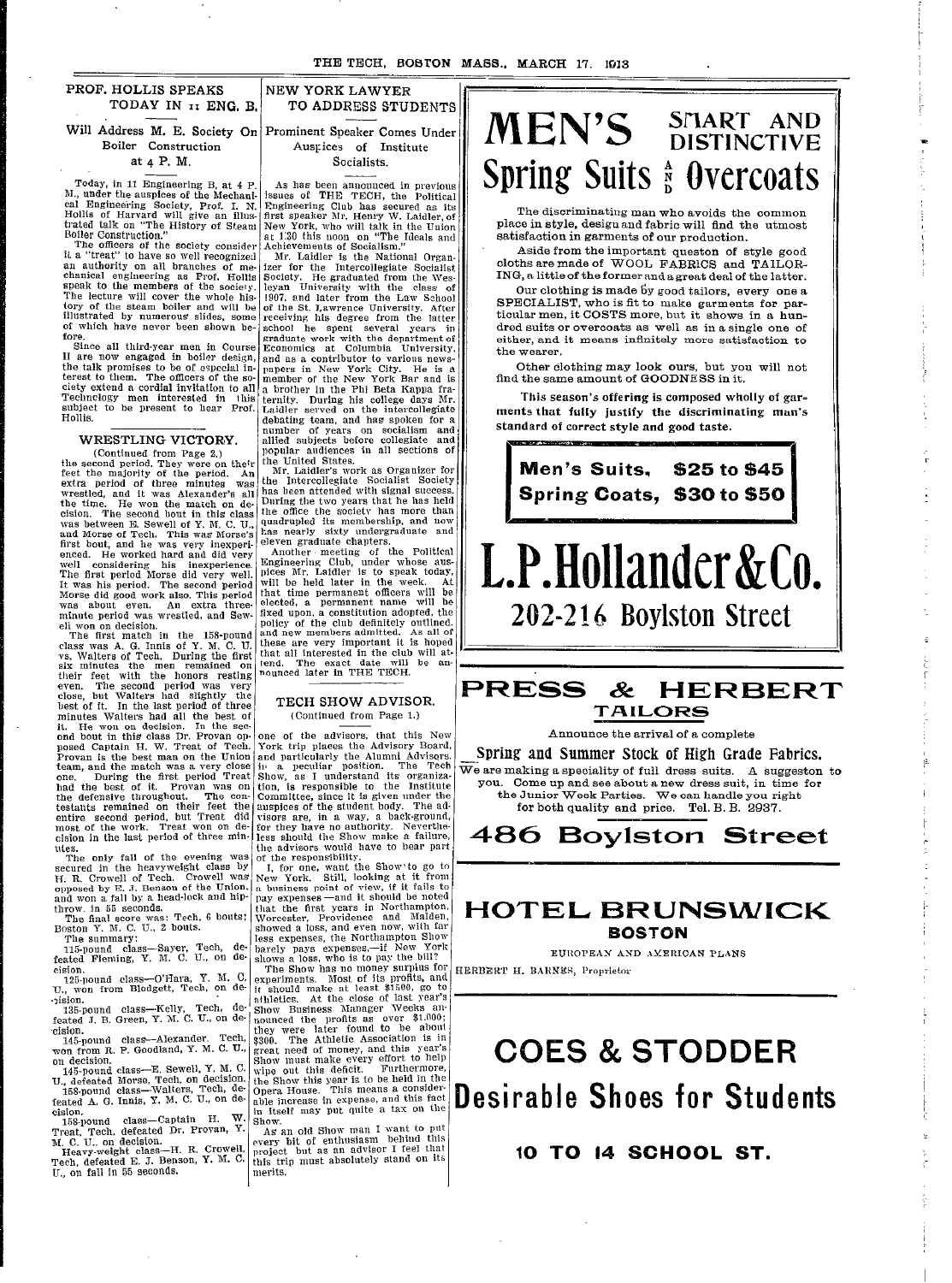## PROF. HOLLIS SPEAKS TODAY IN 11 ENG. B.

### Will Address M. E. Society On Boiler Construction at 4 P. M.

Today, in 11 Engineering B, at 4 P. M., under the auspices of the Mechanical Engineering Society, Prof. I. N. Hollis of Harvard will give an illustrated talk on "The History of Steam Boiler Construction."

The officers of the society consider it a "treat" to have so well recognized an authority on all branches of mechanical engineering as Prof. Hollis speak to the members of the society. The lecture will cover the whole history of the steam boiler and will be illustrated by numerous slides, some of which have never been shown before.

Since all third-year men in Course II are now engaged in boiler design, the talk promises to be of especial interest to them. The officers of the society extend a cordial invitation to all Technology men interested in this subject to be present to hear Prof. Hollis.

## WRESTLING VICTORY.

(Continued from Page 2.)

the second period. They were on their feet the majority of the period. An extra period of three minutes was wrestled, and it was Alexander's all the time. He won the match on decision. The second bout in this class was between E. Sewell of Y. M. C. U., and Morse of Tech. This was Morse's first bout, and he was very inexperienced. He worked hard and did very well considering his inexperience. The first period Morse did very well. It was his period. The second period Morse did good work also. This period was about even. An extra three-minute period was wrestled, and Sewell won on decision.

The first match in the 158-pound class was A. G. Innis of Y. M. C. U. vs. Walters of Tech. During the first six minutes the men remained on their feet with the honors resting even. The second period was very close, but Walters had slightly the best of it. In the last period of three minutes Walters had all the best of it. He won on decision. In the second bout in this class Dr. Provan opposed Captain H. W. Treat of Tech. Provan is the best man on the Union team, and the match was a very close one. During the first period Treat had the best of it. Provan was on the defensive throughout. The contestants remained on their feet the entire second period, but Treat did most of the work. Treat won on decision in the last period of three minutes.

The only fall of the evening was secured in the heavyweight class by H. R. Crowell of Tech. Crowell was opposed by E. J. Benson of the Union, and won a fall by a head-lock and hip-throw in 55 seconds.

The final score was: Tech, 6 bouts; Boston Y. M. C. U., 2 bouts.

The summary:

115-pound class—Sayer, Tech, defeated Fleming, Y. M. C. U., on decision.

125-pound class—O'Hara, Y. M. C. U., won from Blodgett, Tech, on decision.

135-pound class—Kelly, Tech, defeated J. B. Green, Y. M. C. U., on decision.

145-pound class—Alexander, Tech, won from R. P. Goodland, Y. M. C. U., on decision.

145-pound class—E. Sewell, Y. M. C. U., defeated Morse, Tech, on decision.

158-pound class—Walters, Tech, defeated A. G. Innis, Y. M. C. U., on decision.

158-pound class—Captain H. W. Treat, Tech, defeated Dr. Provan, Y. M. C. U., on decision.

Heavy-weight class—H. R. Crowell, Tech, defeated E. J. Benson, Y. M. C. U., on fall in 55 seconds.

## NEW YORK LAWYER TO ADDRESS STUDENTS

### Prominent Speaker Comes Under Auspices of Institute Socialists.

As has been announced in previous issues of THE TECH, the Political Engineering Club has secured as its first speaker Mr. Henry W. Laidler, of New York, who will talk in the Union at 1:30 this noon on "The Ideals and Achievements of Socialism."

Mr. Laidler is the National Organizer for the Intercollegiate Socialist Society. He graduated from the Wesleyan University with the class of 1907, and later from the Law School of the St. Lawrence University. After receiving his degree from the latter school he spent several years in graduate work with the department of Economics at Columbia University, and as a contributor to various newspapers in New York City. He is a member of the New York Bar and is a brother in the Phi Beta Kappa fraternity. During his college days Mr. Laidler served on the intercollegiate debating team, and has spoken for a number of years on socialism and allied subjects before collegiate and popular audiences in all sections of the United States.

Mr. Laidler's work as Organizer for the Intercollegiate Socialist Society has been attended with signal success. During the two years that he has held the office the society has more than quadrupled its membership, and now has nearly sixty undergraduate and eleven graduate chapters.

Another meeting of the Political Engineering Club, under whose auspices Mr. Laidler is to speak today, will be held later in the week. At that time permanent officers will be elected, a permanent name will be fixed upon, a constitution adopted, the policy of the club definitely outlined, and new members admitted. As all of these are very important it is hoped that all interested in the club will attend. The exact date will be announced later in THE TECH.

## TECH SHOW ADVISOR.

(Continued from Page 1.)

one of the advisors, that this New York trip places the Advisory Board, and particularly the Alumni Advisors, in a peculiar position. The Tech Show, as I understand its organization, is responsible to the Institute Committee, since it is given under the auspices of the student body. The advisors are, in a way, a back-ground, for they have no authority. Nevertheless should the Show make a failure, the advisors would have to bear part of the responsibility.

I, for one, want the Show to go to New York. Still, looking at it from a business point of view, if it fails to pay expenses—and it should be noted that the first years in Northampton, Worcester, Providence and Malden, showed a loss, and even now, with far less expenses, the Northampton Show barely pays expenses,—if New York shows a loss, who is to pay the bill?

The Show has no money surplus for experiments. Most of its profits, and it should make at least $1500, go to athletics. At the close of last year's Show Business Manager Weeks announced the profits as over $1,000; they were later found to be about $300. The Athletic Association is in great need of money, and this year's Show must make every effort to help wipe out this deficit. Furthermore, the Show this year is to be held in the Opera House. This means a considerable increase in expense, and this fact in itself may put quite a tax on the Show.

As an old Show man I want to put every bit of enthusiasm behind this project but as an advisor I feel that this trip must absolutely stand on its merits.

---

# MEN'S SMART AND DISTINCTIVE Spring Suits AND Overcoats

The discriminating man who avoids the common place in style, design and fabric will find the utmost satisfaction in garments of our production.

Aside from the important queston of style good cloths are made of WOOL FABRICS and TAILORING, a little of the former and a great deal of the latter.

Our clothing is made by good tailors, every one a SPECIALIST, who is fit to make garments for particular men, it COSTS more, but it shows in a hundred suits or overcoats as well as in a single one of either, and it means infinitely more satisfaction to the wearer.

Other clothing may look ours, but you will not find the same amount of GOODNESS in it.

**This season's offering is composed wholly of garments that fully justify the discriminating man's standard of correct style and good taste.**

**Men's Suits, $25 to $45**
**Spring Coats, $30 to $50**

# L.P.Hollander&Co.

## 202-216 Boylston Street

---

# PRESS & HERBERT
## TAILORS

Announce the arrival of a complete

**Spring and Summer Stock of High Grade Fabrics.**

We are making a speciality of full dress suits. A suggeston to you. Come up and see about a new dress suit, in time for the Junior Week Parties. We can handle you right for both quality and price. Tel. B. B. 2937.

## 486 Boylston Street

---

# HOTEL BRUNSWICK
## BOSTON

EUROPEAN AND AMERICAN PLANS

HERBERT H. BARNES, Proprietor

---

# COES & STODDER
# Desirable Shoes for Students

## 10 TO 14 SCHOOL ST.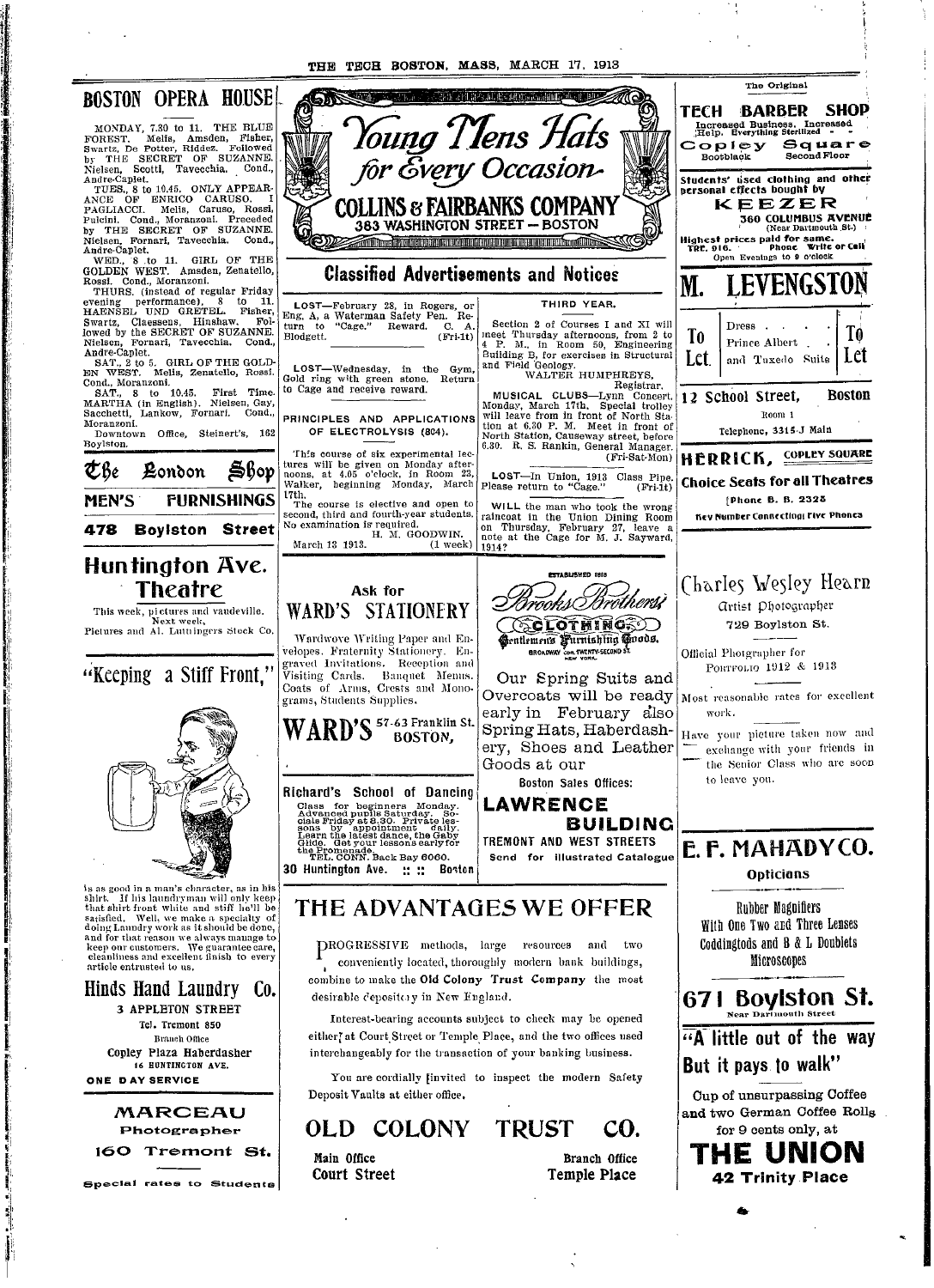# BOSTON OPERA HOUSE

MONDAY, 7.30 to 11. THE BLUE FOREST. Melis, Amsden, Fisher, Swartz, De Potter, Riddez. Followed by THE SECRET OF SUZANNE. Nielsen, Scotti, Tavecchia. Cond., Andre-Caplet.

TUES., 8 to 10.45. ONLY APPEARANCE OF ENRICO CARUSO. I PAGLIACCI. Melis, Caruso, Rossi, Pulcini. Cond., Moranzoni. Preceded by THE SECRET OF SUZANNE. Nielsen, Fornari, Tavecchia. Cond., Andre-Caplet.

WED., 8 to 11. GIRL OF THE GOLDEN WEST. Amsden, Zenatello, Rossi. Cond., Moranzoni.

THURS. (instead of regular Friday evening performance), 8 to 11. HAENSEL UND GRETEL. Fisher, Swartz, Claessens, Hinshaw. Followed by the SECRET OF SUZANNE. Nielsen, Fornari, Tavecchia. Cond., Andre-Caplet.

SAT., 2 to 5. GIRL OF THE GOLDEN WEST. Melis, Zenatello, Rossi. Cond., Moranzoni.

SAT., 8 to 10.45. First Time. MARTHA (in English). Nielsen, Gay, Sacchetti, Lankow, Fornari. Cond., Moranzoni.

Downtown Office, Steinert's, 162 Boylston.

## The London Shop

**MEN'S FURNISHINGS**

**478 Boylston Street**

## Huntington Ave. Theatre

This week, pictures and vaudeville.
Next week,
Pictures and Al. Luttingers Stock Co.

## "Keeping a Stiff Front,"

is as good in a man's character, as in his shirt. If his laundryman will only keep that shirt front white and stiff he'll be satisfied. Well, we make a specialty of doing Laundry work as it should be done, and for that reason we always manage to keep our customers. We guarantee care, cleanliness and excellent finish to every article entrusted to us.

## Hinds Hand Laundry Co.

3 APPLETON STREET
Tel. Tremont 850
Branch Office
Copley Plaza Haberdasher
16 HUNTINGTON AVE.
ONE DAY SERVICE

## MARCEAU

Photographer
160 Tremont St.

Special rates to Students

---

## Young Mens Hats for Every Occasion

**COLLINS & FAIRBANKS COMPANY**
383 WASHINGTON STREET — BOSTON

## Classified Advertisements and Notices

LOST—February 28, in Rogers, or Eng. A, a Waterman Safety Pen. Return to "Cage." Reward. C. A. Blodgett. (Fri-1t)

LOST—Wednesday, in the Gym, Gold ring with green stone. Return to Cage and receive reward.

**PRINCIPLES AND APPLICATIONS OF ELECTROLYSIS (804).**

This course of six experimental lectures will be given on Monday afternoons, at 4.05 o'clock, in Room 23, Walker, beginning Monday, March 17th.

The course is elective and open to second, third and fourth-year students. No examination is required.

H. M. GOODWIN.
March 13 1913. (1 week)

**THIRD YEAR.**

Section 2 of Courses I and XI will meet Thursday afternoons, from 2 to 4 P. M., in Room 50, Engineering Building B, for exercises in Structural and Field Geology.

WALTER HUMPHREYS,
Registrar.

MUSICAL CLUBS—Lynn Concert, Monday, March 17th. Special trolley will leave from in front of North Station at 6.30 P. M. Meet in front of North Station, Causeway street, before 6.30. R. S. Rankin, General Manager. (Fri-Sat-Mon)

LOST—In Union, 1913 Class Pipe. Please return to "Cage." (Fri-1t)

WILL the man who took the wrong raincoat in the Union Dining Room on Thursday, February 27, leave a note at the Cage for M. J. Sayward, 1914?

Ask for

## WARD'S STATIONERY

Wardwove Writing Paper and Envelopes. Fraternity Stationery. Engraved Invitations. Reception and Visiting Cards. Banquet Menus. Coats of Arms, Crests and Monograms, Students Supplies.

**WARD'S** 57-63 Franklin St. BOSTON,

**Richard's School of Dancing**

Class for beginners Monday. Advanced pupils Saturday. Socials Friday at 8.30. Private lessons by appointment daily. Learn the latest dance, the Gaby Glide. Get your lessons early for the Promenade.
TEL. CONN. Back Bay 6060.
30 Huntington Ave. :: :: Boston

ESTABLISHED 1818

**Brooks Brothers**
CLOTHING
Gentlemen's Furnishing Goods,
BROADWAY COR. TWENTY-SECOND ST. NEW YORK.

Our Spring Suits and Overcoats will be ready early in February also Spring Hats, Haberdashery, Shoes and Leather Goods at our

Boston Sales Offices:

**LAWRENCE BUILDING**

TREMONT AND WEST STREETS

Send for illustrated Catalogue

## THE ADVANTAGES WE OFFER

PROGRESSIVE methods, large resources and two conveniently located, thoroughly modern bank buildings, combine to make the **Old Colony Trust Company** the most desirable depository in New England.

Interest-bearing accounts subject to check may be opened either at Court Street or Temple Place, and the two offices used interchangeably for the transaction of your banking business.

You are cordially invited to inspect the modern Safety Deposit Vaults at either office.

## OLD COLONY TRUST CO.

Main Office — Court Street
Branch Office — Temple Place

---

The Original

**TECH BARBER SHOP**

Increased Business. Increased Help. Everything Sterilized

**Copley Square**

Bootblack — Second Floor

**Students' used clothing and other personal effects bought by**

**KEEZER**

360 COLUMBUS AVENUE
(Near Dartmouth St.)

Highest prices paid for same.
TRE. 916. Phone Write or Call
Open Evenings to 9 o'clock

## M. LEVENGSTON

| | | |
|---|---|---|
| To Let | Dress . . . . Prince Albert . . and Tuxedo Suits | To Let |

12 School Street, Boston
Room 1
Telephone, 3315-J Main

**HERRICK,** COPLEY SQUARE

**Choice Seats for all Theatres**

Phone B. B. 2328
Key Number Connecting Five Phones

## Charles Wesley Hearn

Artist Photographer
729 Boylston St.

Official Photgrapher for
PORTFOLIO 1912 & 1913

Most reasonable rates for excellent work.

Have your picture taken now and exchange with your friends in the Senior Class who are soon to leave you.

## E. F. MAHADY CO.

**Opticians**

Rubber Magnifiers
With One Two and Three Lenses
Coddingtons and B & L Doublets
Microscopes

## 671 Boylston St.

Near Dartmouth Street

## "A little out of the way But it pays to walk"

Cup of unsurpassing Coffee and two German Coffee Rolls for 9 cents only, at

## THE UNION

**42 Trinity Place**